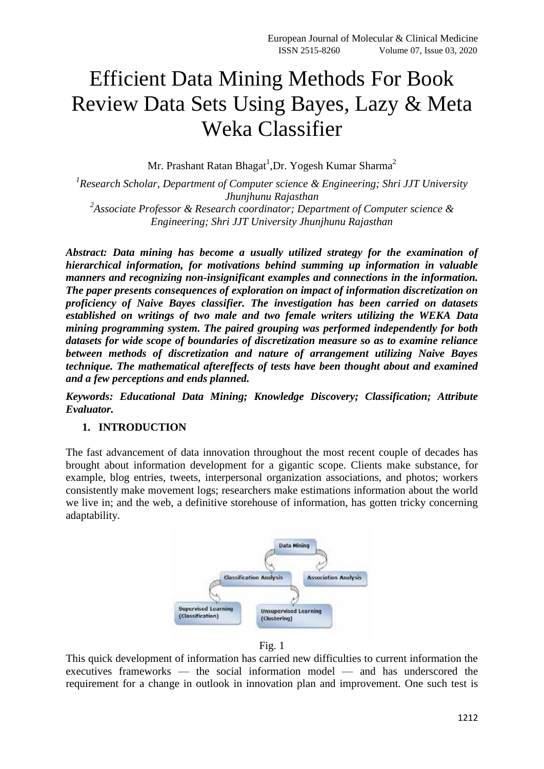# Efficient Data Mining Methods For Book Review Data Sets Using Bayes, Lazy & Meta Weka Classifier

Mr. Prashant Ratan Bhagat[1],Dr. Yogesh Kumar Sharma[2]

*[1]Research Scholar, Department of Computer science & Engineering; Shri JJT University Jhunjhunu Rajasthan*
*[2]Associate Professor & Research coordinator; Department of Computer science & Engineering; Shri JJT University Jhunjhunu Rajasthan*

***Abstract: Data mining has become a usually utilized strategy for the examination of hierarchical information, for motivations behind summing up information in valuable manners and recognizing non-insignificant examples and connections in the information. The paper presents consequences of exploration on impact of information discretization on proficiency of Naive Bayes classifier. The investigation has been carried on datasets established on writings of two male and two female writers utilizing the WEKA Data mining programming system. The paired grouping was performed independently for both datasets for wide scope of boundaries of discretization measure so as to examine reliance between methods of discretization and nature of arrangement utilizing Naive Bayes technique. The mathematical aftereffects of tests have been thought about and examined and a few perceptions and ends planned.***

***Keywords: Educational Data Mining; Knowledge Discovery; Classification; Attribute Evaluator.***

## 1. INTRODUCTION

The fast advancement of data innovation throughout the most recent couple of decades has brought about information development for a gigantic scope. Clients make substance, for example, blog entries, tweets, interpersonal organization associations, and photos; workers consistently make movement logs; researchers make estimations information about the world we live in; and the web, a definitive storehouse of information, has gotten tricky concerning adaptability.

Fig. 1

This quick development of information has carried new difficulties to current information the executives frameworks — the social information model — and has underscored the requirement for a change in outlook in innovation plan and improvement. One such test is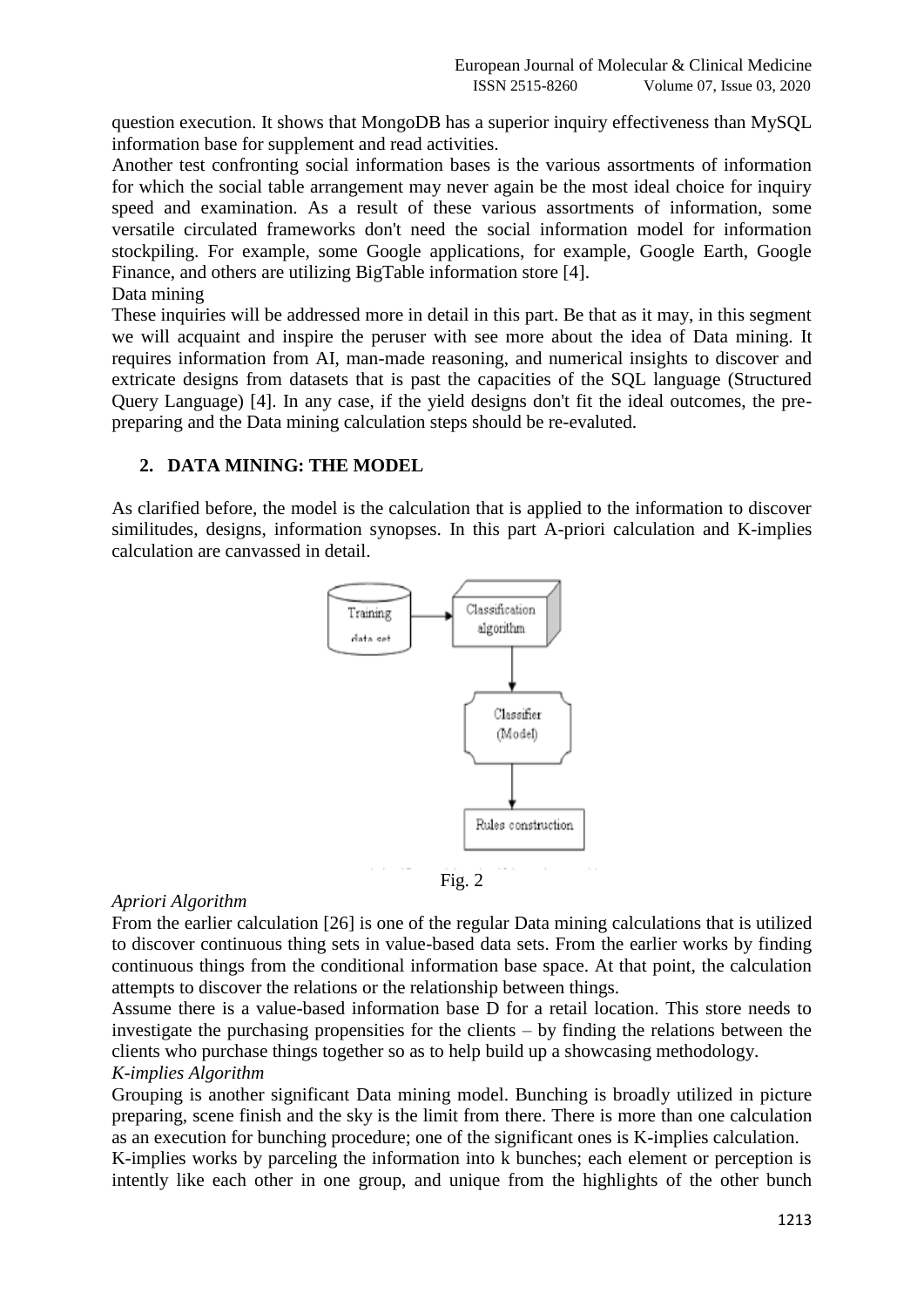question execution. It shows that MongoDB has a superior inquiry effectiveness than MySQL information base for supplement and read activities.

Another test confronting social information bases is the various assortments of information for which the social table arrangement may never again be the most ideal choice for inquiry speed and examination. As a result of these various assortments of information, some versatile circulated frameworks don't need the social information model for information stockpiling. For example, some Google applications, for example, Google Earth, Google Finance, and others are utilizing BigTable information store [4].

Data mining

These inquiries will be addressed more in detail in this part. Be that as it may, in this segment we will acquaint and inspire the peruser with see more about the idea of Data mining. It requires information from AI, man-made reasoning, and numerical insights to discover and extricate designs from datasets that is past the capacities of the SQL language (Structured Query Language) [4]. In any case, if the yield designs don't fit the ideal outcomes, the pre-preparing and the Data mining calculation steps should be re-evaluted.

## 2. DATA MINING: THE MODEL

As clarified before, the model is the calculation that is applied to the information to discover similitudes, designs, information synopses. In this part A-priori calculation and K-implies calculation are canvassed in detail.

Training data set → Classification algorithm → Classifier (Model) → Rules construction

Fig. 2

*Apriori Algorithm*

From the earlier calculation [26] is one of the regular Data mining calculations that is utilized to discover continuous thing sets in value-based data sets. From the earlier works by finding continuous things from the conditional information base space. At that point, the calculation attempts to discover the relations or the relationship between things.

Assume there is a value-based information base D for a retail location. This store needs to investigate the purchasing propensities for the clients – by finding the relations between the clients who purchase things together so as to help build up a showcasing methodology.

*K-implies Algorithm*

Grouping is another significant Data mining model. Bunching is broadly utilized in picture preparing, scene finish and the sky is the limit from there. There is more than one calculation as an execution for bunching procedure; one of the significant ones is K-implies calculation.

K-implies works by parceling the information into k bunches; each element or perception is intently like each other in one group, and unique from the highlights of the other bunch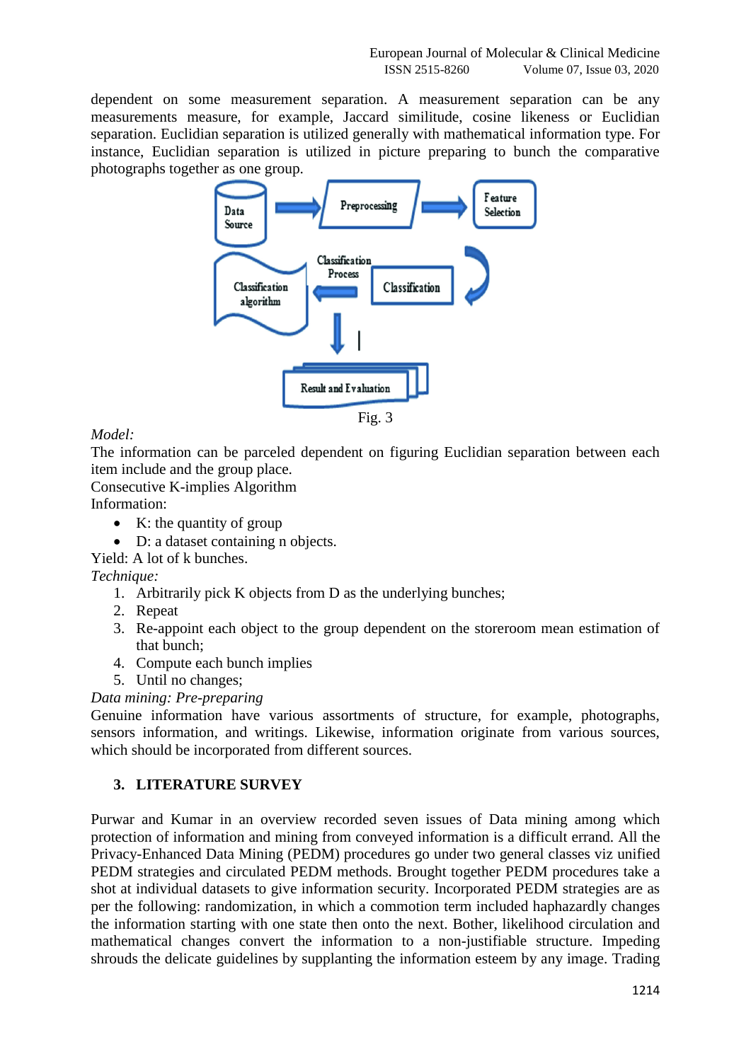dependent on some measurement separation. A measurement separation can be any measurements measure, for example, Jaccard similitude, cosine likeness or Euclidian separation. Euclidian separation is utilized generally with mathematical information type. For instance, Euclidian separation is utilized in picture preparing to bunch the comparative photographs together as one group.

Fig. 3

*Model:*

The information can be parceled dependent on figuring Euclidian separation between each item include and the group place.

Consecutive K-implies Algorithm

Information:

- K: the quantity of group
- D: a dataset containing n objects.

Yield: A lot of k bunches.

*Technique:*

1. Arbitrarily pick K objects from D as the underlying bunches;
2. Repeat
3. Re-appoint each object to the group dependent on the storeroom mean estimation of that bunch;
4. Compute each bunch implies
5. Until no changes;

*Data mining: Pre-preparing*

Genuine information have various assortments of structure, for example, photographs, sensors information, and writings. Likewise, information originate from various sources, which should be incorporated from different sources.

## 3. LITERATURE SURVEY

Purwar and Kumar in an overview recorded seven issues of Data mining among which protection of information and mining from conveyed information is a difficult errand. All the Privacy-Enhanced Data Mining (PEDM) procedures go under two general classes viz unified PEDM strategies and circulated PEDM methods. Brought together PEDM procedures take a shot at individual datasets to give information security. Incorporated PEDM strategies are as per the following: randomization, in which a commotion term included haphazardly changes the information starting with one state then onto the next. Bother, likelihood circulation and mathematical changes convert the information to a non-justifiable structure. Impeding shrouds the delicate guidelines by supplanting the information esteem by any image. Trading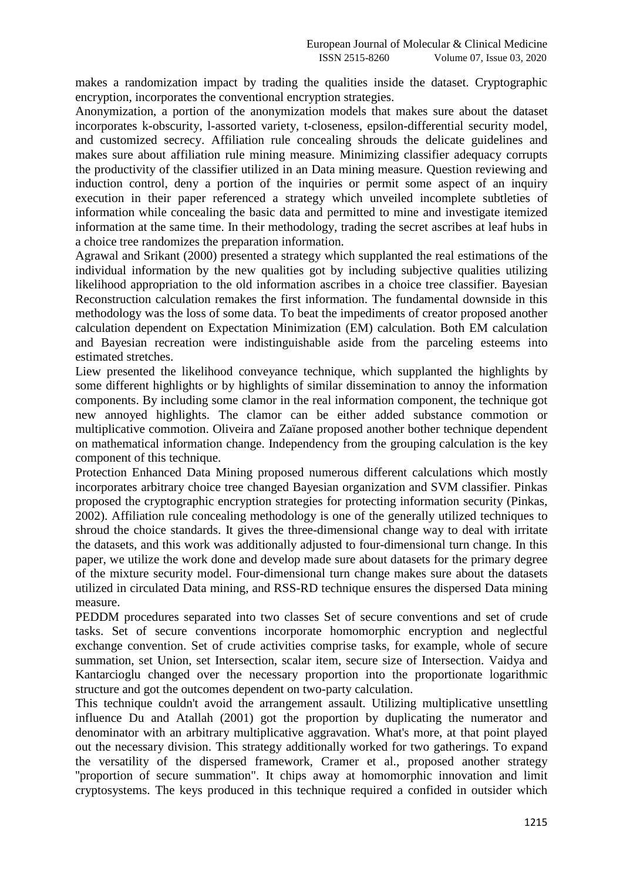makes a randomization impact by trading the qualities inside the dataset. Cryptographic encryption, incorporates the conventional encryption strategies.

Anonymization, a portion of the anonymization models that makes sure about the dataset incorporates k-obscurity, l-assorted variety, t-closeness, epsilon-differential security model, and customized secrecy. Affiliation rule concealing shrouds the delicate guidelines and makes sure about affiliation rule mining measure. Minimizing classifier adequacy corrupts the productivity of the classifier utilized in an Data mining measure. Question reviewing and induction control, deny a portion of the inquiries or permit some aspect of an inquiry execution in their paper referenced a strategy which unveiled incomplete subtleties of information while concealing the basic data and permitted to mine and investigate itemized information at the same time. In their methodology, trading the secret ascribes at leaf hubs in a choice tree randomizes the preparation information.

Agrawal and Srikant (2000) presented a strategy which supplanted the real estimations of the individual information by the new qualities got by including subjective qualities utilizing likelihood appropriation to the old information ascribes in a choice tree classifier. Bayesian Reconstruction calculation remakes the first information. The fundamental downside in this methodology was the loss of some data. To beat the impediments of creator proposed another calculation dependent on Expectation Minimization (EM) calculation. Both EM calculation and Bayesian recreation were indistinguishable aside from the parceling esteems into estimated stretches.

Liew presented the likelihood conveyance technique, which supplanted the highlights by some different highlights or by highlights of similar dissemination to annoy the information components. By including some clamor in the real information component, the technique got new annoyed highlights. The clamor can be either added substance commotion or multiplicative commotion. Oliveira and Zaïane proposed another bother technique dependent on mathematical information change. Independency from the grouping calculation is the key component of this technique.

Protection Enhanced Data Mining proposed numerous different calculations which mostly incorporates arbitrary choice tree changed Bayesian organization and SVM classifier. Pinkas proposed the cryptographic encryption strategies for protecting information security (Pinkas, 2002). Affiliation rule concealing methodology is one of the generally utilized techniques to shroud the choice standards. It gives the three-dimensional change way to deal with irritate the datasets, and this work was additionally adjusted to four-dimensional turn change. In this paper, we utilize the work done and develop made sure about datasets for the primary degree of the mixture security model. Four-dimensional turn change makes sure about the datasets utilized in circulated Data mining, and RSS-RD technique ensures the dispersed Data mining measure.

PEDDM procedures separated into two classes Set of secure conventions and set of crude tasks. Set of secure conventions incorporate homomorphic encryption and neglectful exchange convention. Set of crude activities comprise tasks, for example, whole of secure summation, set Union, set Intersection, scalar item, secure size of Intersection. Vaidya and Kantarcioglu changed over the necessary proportion into the proportionate logarithmic structure and got the outcomes dependent on two-party calculation.

This technique couldn't avoid the arrangement assault. Utilizing multiplicative unsettling influence Du and Atallah (2001) got the proportion by duplicating the numerator and denominator with an arbitrary multiplicative aggravation. What's more, at that point played out the necessary division. This strategy additionally worked for two gatherings. To expand the versatility of the dispersed framework, Cramer et al., proposed another strategy "proportion of secure summation". It chips away at homomorphic innovation and limit cryptosystems. The keys produced in this technique required a confided in outsider which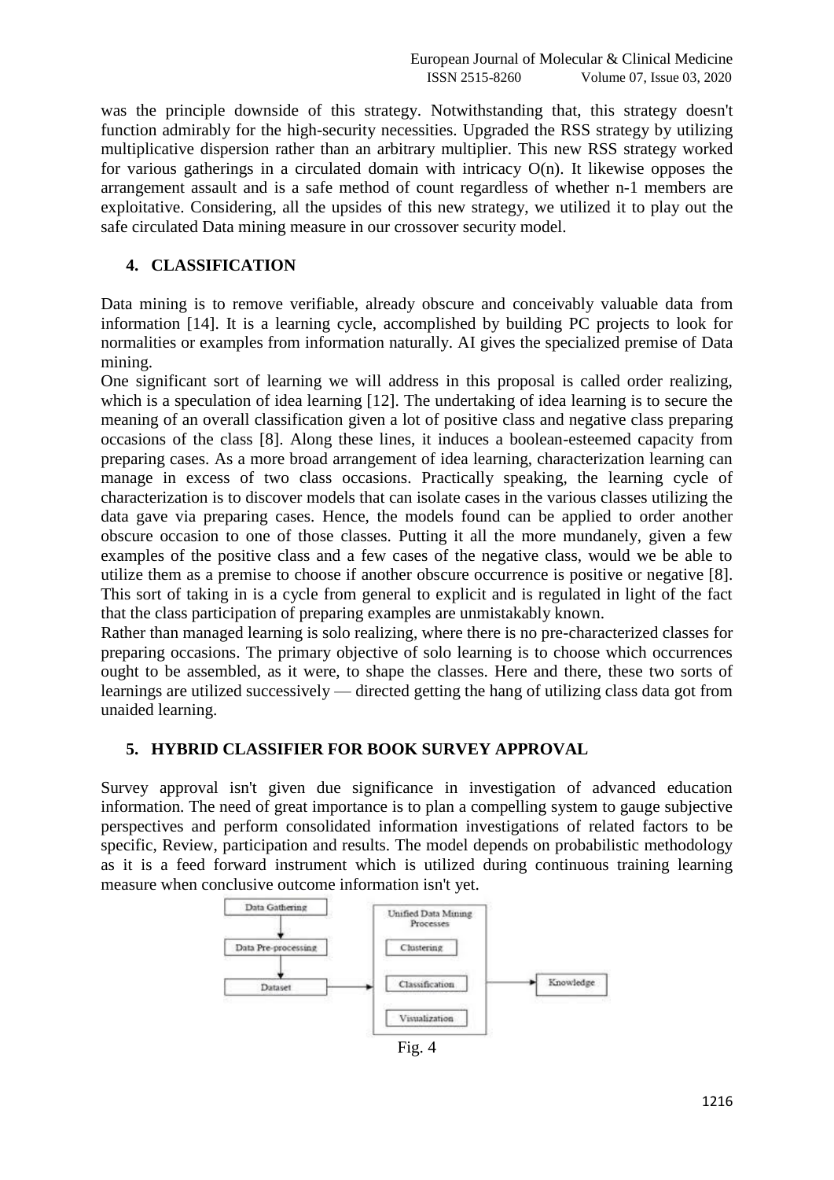was the principle downside of this strategy. Notwithstanding that, this strategy doesn't function admirably for the high-security necessities. Upgraded the RSS strategy by utilizing multiplicative dispersion rather than an arbitrary multiplier. This new RSS strategy worked for various gatherings in a circulated domain with intricacy O(n). It likewise opposes the arrangement assault and is a safe method of count regardless of whether n-1 members are exploitative. Considering, all the upsides of this new strategy, we utilized it to play out the safe circulated Data mining measure in our crossover security model.

## 4. CLASSIFICATION

Data mining is to remove verifiable, already obscure and conceivably valuable data from information [14]. It is a learning cycle, accomplished by building PC projects to look for normalities or examples from information naturally. AI gives the specialized premise of Data mining.

One significant sort of learning we will address in this proposal is called order realizing, which is a speculation of idea learning [12]. The undertaking of idea learning is to secure the meaning of an overall classification given a lot of positive class and negative class preparing occasions of the class [8]. Along these lines, it induces a boolean-esteemed capacity from preparing cases. As a more broad arrangement of idea learning, characterization learning can manage in excess of two class occasions. Practically speaking, the learning cycle of characterization is to discover models that can isolate cases in the various classes utilizing the data gave via preparing cases. Hence, the models found can be applied to order another obscure occasion to one of those classes. Putting it all the more mundanely, given a few examples of the positive class and a few cases of the negative class, would we be able to utilize them as a premise to choose if another obscure occurrence is positive or negative [8]. This sort of taking in is a cycle from general to explicit and is regulated in light of the fact that the class participation of preparing examples are unmistakably known.

Rather than managed learning is solo realizing, where there is no pre-characterized classes for preparing occasions. The primary objective of solo learning is to choose which occurrences ought to be assembled, as it were, to shape the classes. Here and there, these two sorts of learnings are utilized successively — directed getting the hang of utilizing class data got from unaided learning.

## 5. HYBRID CLASSIFIER FOR BOOK SURVEY APPROVAL

Survey approval isn't given due significance in investigation of advanced education information. The need of great importance is to plan a compelling system to gauge subjective perspectives and perform consolidated information investigations of related factors to be specific, Review, participation and results. The model depends on probabilistic methodology as it is a feed forward instrument which is utilized during continuous training learning measure when conclusive outcome information isn't yet.

Data Gathering → Data Pre-processing → Dataset → Unified Data Mining Processes (Clustering, Classification, Visualization) → Knowledge

Fig. 4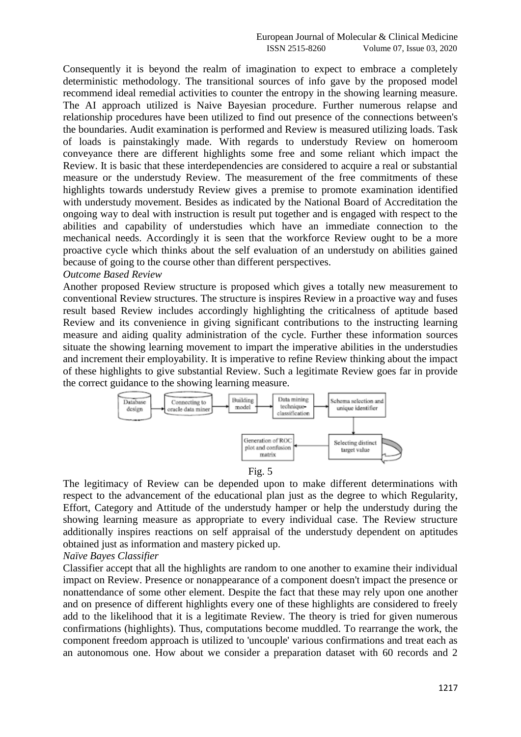Consequently it is beyond the realm of imagination to expect to embrace a completely deterministic methodology. The transitional sources of info gave by the proposed model recommend ideal remedial activities to counter the entropy in the showing learning measure. The AI approach utilized is Naive Bayesian procedure. Further numerous relapse and relationship procedures have been utilized to find out presence of the connections between's the boundaries. Audit examination is performed and Review is measured utilizing loads. Task of loads is painstakingly made. With regards to understudy Review on homeroom conveyance there are different highlights some free and some reliant which impact the Review. It is basic that these interdependencies are considered to acquire a real or substantial measure or the understudy Review. The measurement of the free commitments of these highlights towards understudy Review gives a premise to promote examination identified with understudy movement. Besides as indicated by the National Board of Accreditation the ongoing way to deal with instruction is result put together and is engaged with respect to the abilities and capability of understudies which have an immediate connection to the mechanical needs. Accordingly it is seen that the workforce Review ought to be a more proactive cycle which thinks about the self evaluation of an understudy on abilities gained because of going to the course other than different perspectives.

*Outcome Based Review*

Another proposed Review structure is proposed which gives a totally new measurement to conventional Review structures. The structure is inspires Review in a proactive way and fuses result based Review includes accordingly highlighting the criticalness of aptitude based Review and its convenience in giving significant contributions to the instructing learning measure and aiding quality administration of the cycle. Further these information sources situate the showing learning movement to impart the imperative abilities in the understudies and increment their employability. It is imperative to refine Review thinking about the impact of these highlights to give substantial Review. Such a legitimate Review goes far in provide the correct guidance to the showing learning measure.

Database design → Connecting to oracle data miner → Building model → Data mining technique-classification → Schema selection and unique identifier → Selecting distinct target value → Generation of ROC plot and confusion matrix

Fig. 5

The legitimacy of Review can be depended upon to make different determinations with respect to the advancement of the educational plan just as the degree to which Regularity, Effort, Category and Attitude of the understudy hamper or help the understudy during the showing learning measure as appropriate to every individual case. The Review structure additionally inspires reactions on self appraisal of the understudy dependent on aptitudes obtained just as information and mastery picked up.

*Naïve Bayes Classifier*

Classifier accept that all the highlights are random to one another to examine their individual impact on Review. Presence or nonappearance of a component doesn't impact the presence or nonattendance of some other element. Despite the fact that these may rely upon one another and on presence of different highlights every one of these highlights are considered to freely add to the likelihood that it is a legitimate Review. The theory is tried for given numerous confirmations (highlights). Thus, computations become muddled. To rearrange the work, the component freedom approach is utilized to 'uncouple' various confirmations and treat each as an autonomous one. How about we consider a preparation dataset with 60 records and 2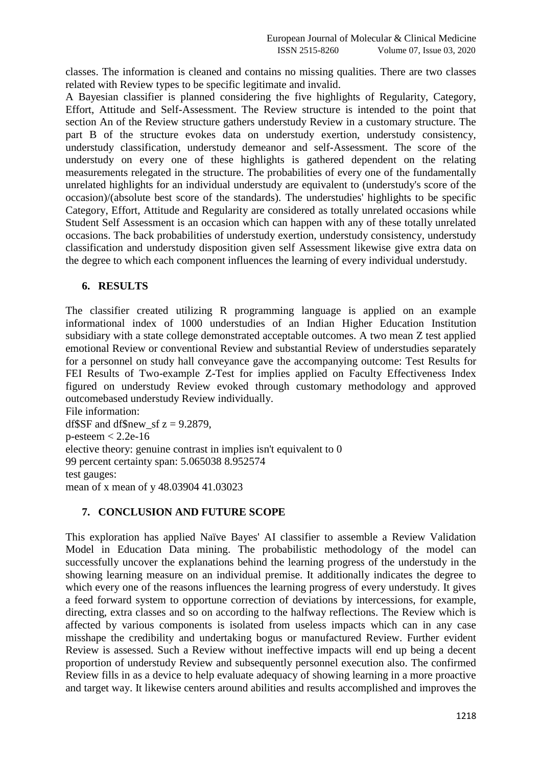classes. The information is cleaned and contains no missing qualities. There are two classes related with Review types to be specific legitimate and invalid.

A Bayesian classifier is planned considering the five highlights of Regularity, Category, Effort, Attitude and Self-Assessment. The Review structure is intended to the point that section An of the Review structure gathers understudy Review in a customary structure. The part B of the structure evokes data on understudy exertion, understudy consistency, understudy classification, understudy demeanor and self-Assessment. The score of the understudy on every one of these highlights is gathered dependent on the relating measurements relegated in the structure. The probabilities of every one of the fundamentally unrelated highlights for an individual understudy are equivalent to (understudy's score of the occasion)/(absolute best score of the standards). The understudies' highlights to be specific Category, Effort, Attitude and Regularity are considered as totally unrelated occasions while Student Self Assessment is an occasion which can happen with any of these totally unrelated occasions. The back probabilities of understudy exertion, understudy consistency, understudy classification and understudy disposition given self Assessment likewise give extra data on the degree to which each component influences the learning of every individual understudy.

## 6. RESULTS

The classifier created utilizing R programming language is applied on an example informational index of 1000 understudies of an Indian Higher Education Institution subsidiary with a state college demonstrated acceptable outcomes. A two mean Z test applied emotional Review or conventional Review and substantial Review of understudies separately for a personnel on study hall conveyance gave the accompanying outcome: Test Results for FEI Results of Two-example Z-Test for implies applied on Faculty Effectiveness Index figured on understudy Review evoked through customary methodology and approved outcomebased understudy Review individually.

File information:
df$SF and df$new_sf z = 9.2879,
p-esteem < 2.2e-16
elective theory: genuine contrast in implies isn't equivalent to 0
99 percent certainty span: 5.065038 8.952574
test gauges:
mean of x mean of y 48.03904 41.03023

## 7. CONCLUSION AND FUTURE SCOPE

This exploration has applied Naïve Bayes' AI classifier to assemble a Review Validation Model in Education Data mining. The probabilistic methodology of the model can successfully uncover the explanations behind the learning progress of the understudy in the showing learning measure on an individual premise. It additionally indicates the degree to which every one of the reasons influences the learning progress of every understudy. It gives a feed forward system to opportune correction of deviations by intercessions, for example, directing, extra classes and so on according to the halfway reflections. The Review which is affected by various components is isolated from useless impacts which can in any case misshape the credibility and undertaking bogus or manufactured Review. Further evident Review is assessed. Such a Review without ineffective impacts will end up being a decent proportion of understudy Review and subsequently personnel execution also. The confirmed Review fills in as a device to help evaluate adequacy of showing learning in a more proactive and target way. It likewise centers around abilities and results accomplished and improves the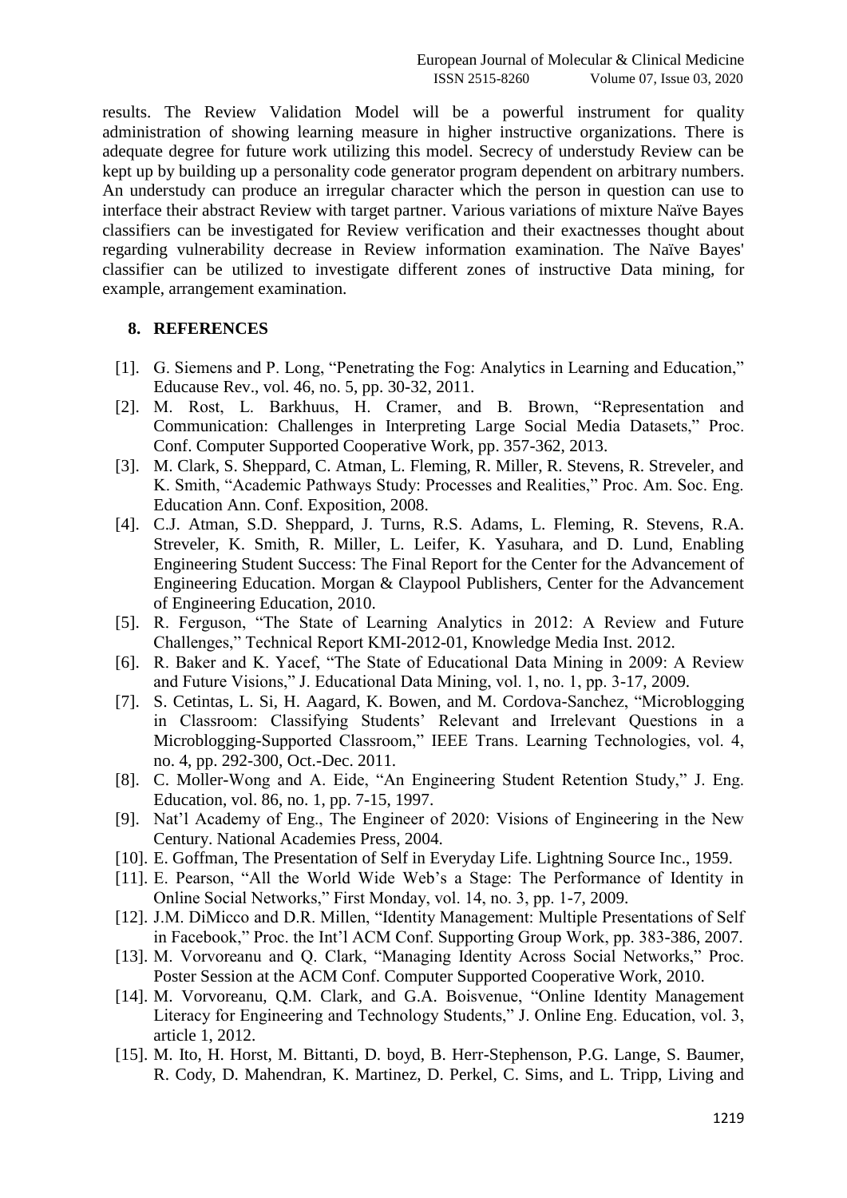results. The Review Validation Model will be a powerful instrument for quality administration of showing learning measure in higher instructive organizations. There is adequate degree for future work utilizing this model. Secrecy of understudy Review can be kept up by building up a personality code generator program dependent on arbitrary numbers. An understudy can produce an irregular character which the person in question can use to interface their abstract Review with target partner. Various variations of mixture Naïve Bayes classifiers can be investigated for Review verification and their exactnesses thought about regarding vulnerability decrease in Review information examination. The Naïve Bayes' classifier can be utilized to investigate different zones of instructive Data mining, for example, arrangement examination.

## 8. REFERENCES

[1]. G. Siemens and P. Long, "Penetrating the Fog: Analytics in Learning and Education," Educause Rev., vol. 46, no. 5, pp. 30-32, 2011.

[2]. M. Rost, L. Barkhuus, H. Cramer, and B. Brown, "Representation and Communication: Challenges in Interpreting Large Social Media Datasets," Proc. Conf. Computer Supported Cooperative Work, pp. 357-362, 2013.

[3]. M. Clark, S. Sheppard, C. Atman, L. Fleming, R. Miller, R. Stevens, R. Streveler, and K. Smith, "Academic Pathways Study: Processes and Realities," Proc. Am. Soc. Eng. Education Ann. Conf. Exposition, 2008.

[4]. C.J. Atman, S.D. Sheppard, J. Turns, R.S. Adams, L. Fleming, R. Stevens, R.A. Streveler, K. Smith, R. Miller, L. Leifer, K. Yasuhara, and D. Lund, Enabling Engineering Student Success: The Final Report for the Center for the Advancement of Engineering Education. Morgan & Claypool Publishers, Center for the Advancement of Engineering Education, 2010.

[5]. R. Ferguson, "The State of Learning Analytics in 2012: A Review and Future Challenges," Technical Report KMI-2012-01, Knowledge Media Inst. 2012.

[6]. R. Baker and K. Yacef, "The State of Educational Data Mining in 2009: A Review and Future Visions," J. Educational Data Mining, vol. 1, no. 1, pp. 3-17, 2009.

[7]. S. Cetintas, L. Si, H. Aagard, K. Bowen, and M. Cordova-Sanchez, "Microblogging in Classroom: Classifying Students' Relevant and Irrelevant Questions in a Microblogging-Supported Classroom," IEEE Trans. Learning Technologies, vol. 4, no. 4, pp. 292-300, Oct.-Dec. 2011.

[8]. C. Moller-Wong and A. Eide, "An Engineering Student Retention Study," J. Eng. Education, vol. 86, no. 1, pp. 7-15, 1997.

[9]. Nat'l Academy of Eng., The Engineer of 2020: Visions of Engineering in the New Century. National Academies Press, 2004.

[10]. E. Goffman, The Presentation of Self in Everyday Life. Lightning Source Inc., 1959.

[11]. E. Pearson, "All the World Wide Web's a Stage: The Performance of Identity in Online Social Networks," First Monday, vol. 14, no. 3, pp. 1-7, 2009.

[12]. J.M. DiMicco and D.R. Millen, "Identity Management: Multiple Presentations of Self in Facebook," Proc. the Int'l ACM Conf. Supporting Group Work, pp. 383-386, 2007.

[13]. M. Vorvoreanu and Q. Clark, "Managing Identity Across Social Networks," Proc. Poster Session at the ACM Conf. Computer Supported Cooperative Work, 2010.

[14]. M. Vorvoreanu, Q.M. Clark, and G.A. Boisvenue, "Online Identity Management Literacy for Engineering and Technology Students," J. Online Eng. Education, vol. 3, article 1, 2012.

[15]. M. Ito, H. Horst, M. Bittanti, D. boyd, B. Herr-Stephenson, P.G. Lange, S. Baumer, R. Cody, D. Mahendran, K. Martinez, D. Perkel, C. Sims, and L. Tripp, Living and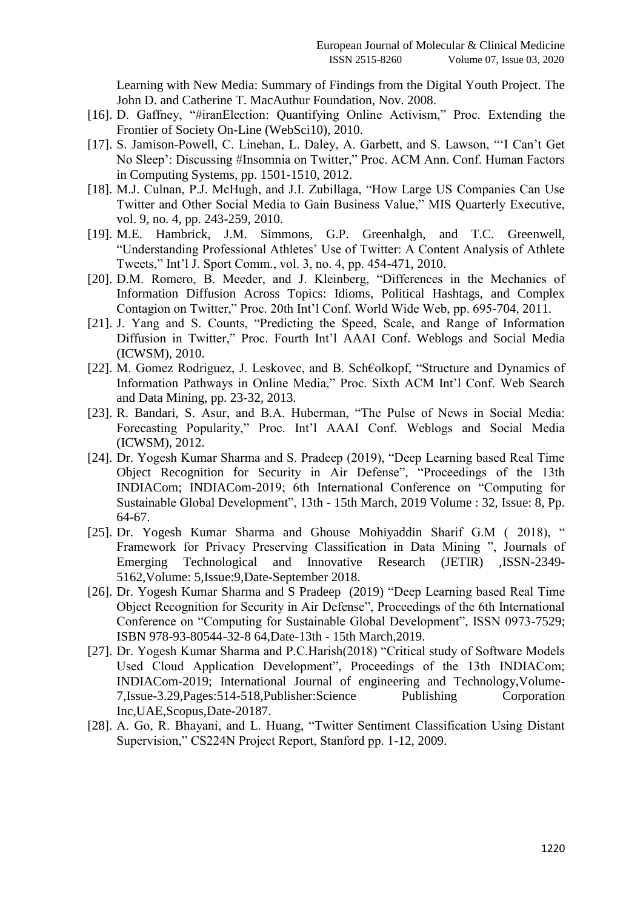Learning with New Media: Summary of Findings from the Digital Youth Project. The John D. and Catherine T. MacAuthur Foundation, Nov. 2008.

[16]. D. Gaffney, "#iranElection: Quantifying Online Activism," Proc. Extending the Frontier of Society On-Line (WebSci10), 2010.

[17]. S. Jamison-Powell, C. Linehan, L. Daley, A. Garbett, and S. Lawson, "'I Can't Get No Sleep': Discussing #Insomnia on Twitter," Proc. ACM Ann. Conf. Human Factors in Computing Systems, pp. 1501-1510, 2012.

[18]. M.J. Culnan, P.J. McHugh, and J.I. Zubillaga, "How Large US Companies Can Use Twitter and Other Social Media to Gain Business Value," MIS Quarterly Executive, vol. 9, no. 4, pp. 243-259, 2010.

[19]. M.E. Hambrick, J.M. Simmons, G.P. Greenhalgh, and T.C. Greenwell, "Understanding Professional Athletes' Use of Twitter: A Content Analysis of Athlete Tweets," Int'l J. Sport Comm., vol. 3, no. 4, pp. 454-471, 2010.

[20]. D.M. Romero, B. Meeder, and J. Kleinberg, "Differences in the Mechanics of Information Diffusion Across Topics: Idioms, Political Hashtags, and Complex Contagion on Twitter," Proc. 20th Int'l Conf. World Wide Web, pp. 695-704, 2011.

[21]. J. Yang and S. Counts, "Predicting the Speed, Scale, and Range of Information Diffusion in Twitter," Proc. Fourth Int'l AAAI Conf. Weblogs and Social Media (ICWSM), 2010.

[22]. M. Gomez Rodriguez, J. Leskovec, and B. Sch€olkopf, "Structure and Dynamics of Information Pathways in Online Media," Proc. Sixth ACM Int'l Conf. Web Search and Data Mining, pp. 23-32, 2013.

[23]. R. Bandari, S. Asur, and B.A. Huberman, "The Pulse of News in Social Media: Forecasting Popularity," Proc. Int'l AAAI Conf. Weblogs and Social Media (ICWSM), 2012.

[24]. Dr. Yogesh Kumar Sharma and S. Pradeep (2019), "Deep Learning based Real Time Object Recognition for Security in Air Defense", "Proceedings of the 13th INDIACom; INDIACom-2019; 6th International Conference on "Computing for Sustainable Global Development", 13th - 15th March, 2019 Volume : 32, Issue: 8, Pp. 64-67.

[25]. Dr. Yogesh Kumar Sharma and Ghouse Mohiyaddin Sharif G.M ( 2018), " Framework for Privacy Preserving Classification in Data Mining ", Journals of Emerging Technological and Innovative Research (JETIR) ,ISSN-2349-5162,Volume: 5,Issue:9,Date-September 2018.

[26]. Dr. Yogesh Kumar Sharma and S Pradeep (2019) "Deep Learning based Real Time Object Recognition for Security in Air Defense", Proceedings of the 6th International Conference on "Computing for Sustainable Global Development", ISSN 0973-7529; ISBN 978-93-80544-32-8 64,Date-13th - 15th March,2019.

[27]. Dr. Yogesh Kumar Sharma and P.C.Harish(2018) "Critical study of Software Models Used Cloud Application Development", Proceedings of the 13th INDIACom; INDIACom-2019; International Journal of engineering and Technology,Volume-7,Issue-3.29,Pages:514-518,Publisher:Science Publishing Corporation Inc,UAE,Scopus,Date-20187.

[28]. A. Go, R. Bhayani, and L. Huang, "Twitter Sentiment Classification Using Distant Supervision," CS224N Project Report, Stanford pp. 1-12, 2009.